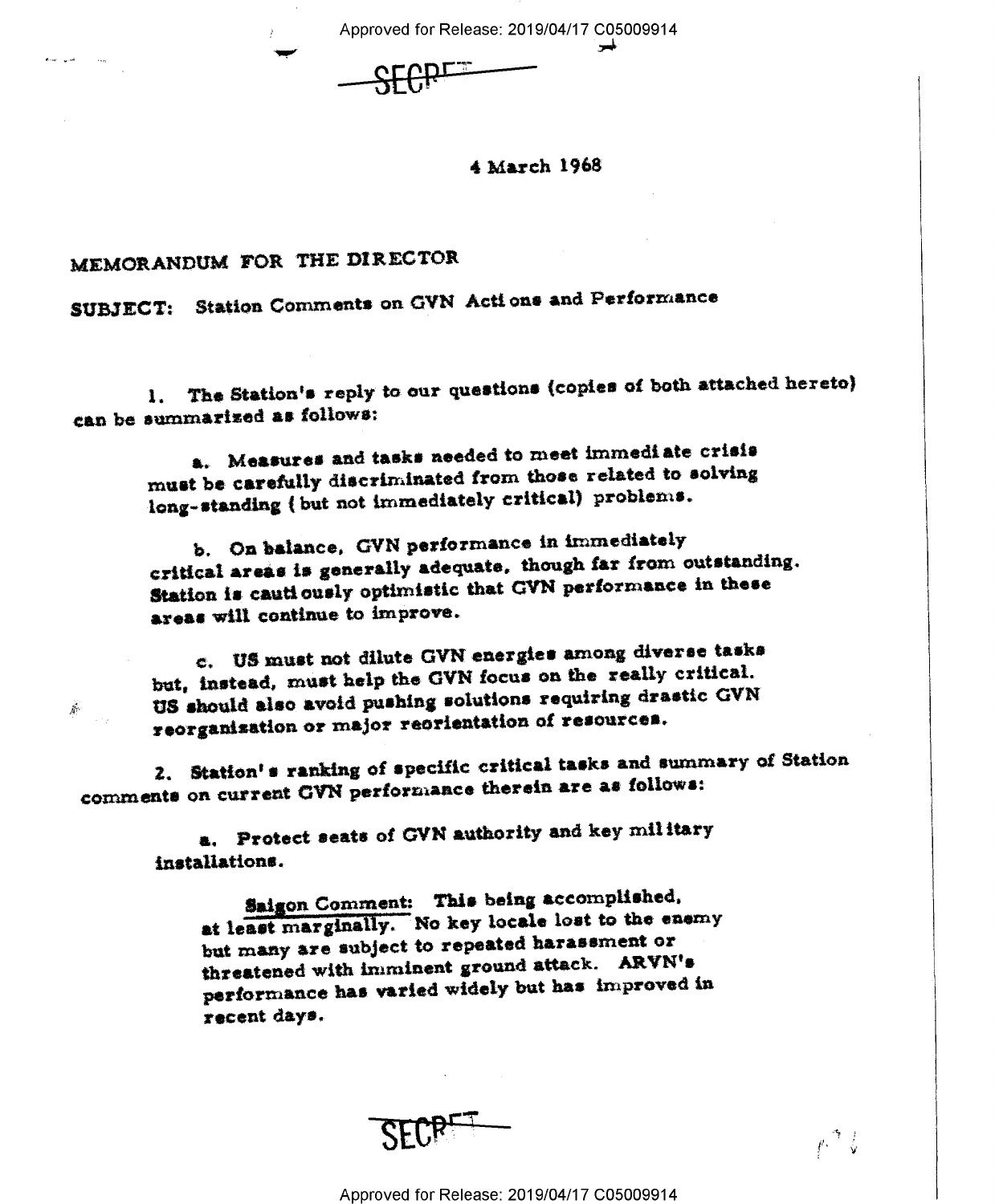SECRET

4 March 1968

MEMORANDUM FOR THE DIRECTOR

SUBJECT: Station Comments on GVN Actions and Performance

1. The Station's reply to our questions (copies of both attached hereto) can be summarized as follows:

   a. Measures and tasks needed to meet immediate crisis must be carefully discriminated from those related to solving long-standing (but not immediately critical) problems.

   b. On balance, GVN performance in immediately critical areas is generally adequate, though far from outstanding. Station is cautiously optimistic that GVN performance in these areas will continue to improve.

   c. US must not dilute GVN energies among diverse tasks but, instead, must help the GVN focus on the really critical. US should also avoid pushing solutions requiring drastic GVN reorganization or major reorientation of resources.

2. Station's ranking of specific critical tasks and summary of Station comments on current GVN performance therein are as follows:

   a. Protect seats of GVN authority and key military installations.

      Saigon Comment: This being accomplished, at least marginally. No key locale lost to the enemy but many are subject to repeated harassment or threatened with imminent ground attack. ARVN's performance has varied widely but has improved in recent days.

SECRET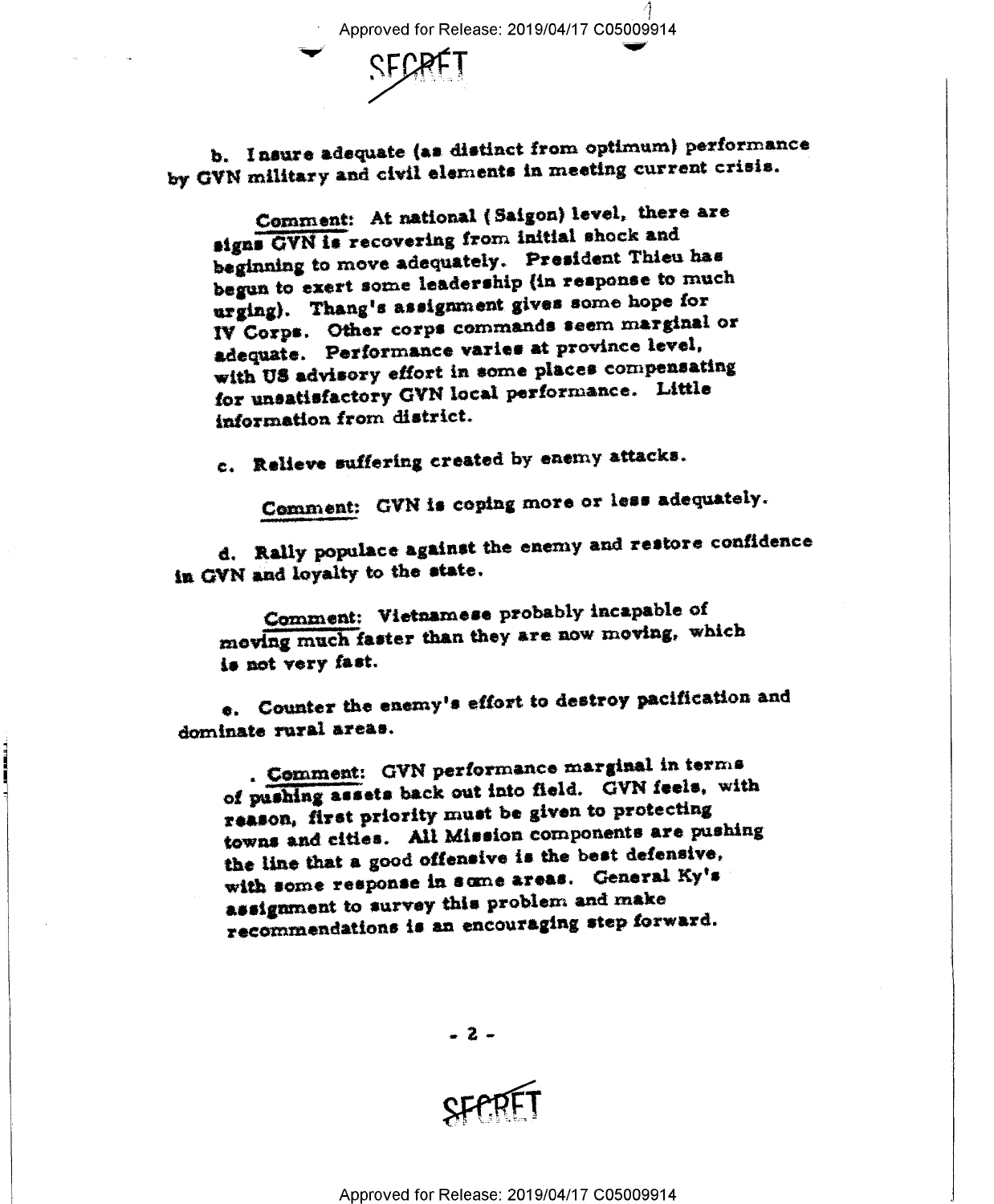SECRET

b. Insure adequate (as distinct from optimum) performance by GVN military and civil elements in meeting current crisis.

> Comment: At national (Saigon) level, there are signs GVN is recovering from initial shock and beginning to move adequately. President Thieu has begun to exert some leadership (in response to much urging). Thang's assignment gives some hope for IV Corps. Other corps commands seem marginal or adequate. Performance varies at province level, with US advisory effort in some places compensating for unsatisfactory GVN local performance. Little information from district.

c. Relieve suffering created by enemy attacks.

> Comment: GVN is coping more or less adequately.

d. Rally populace against the enemy and restore confidence in GVN and loyalty to the state.

> Comment: Vietnamese probably incapable of moving much faster than they are now moving, which is not very fast.

e. Counter the enemy's effort to destroy pacification and dominate rural areas.

> Comment: GVN performance marginal in terms of pushing assets back out into field. GVN feels, with reason, first priority must be given to protecting towns and cities. All Mission components are pushing the line that a good offensive is the best defensive, with some response in some areas. General Ky's assignment to survey this problem and make recommendations is an encouraging step forward.

SECRET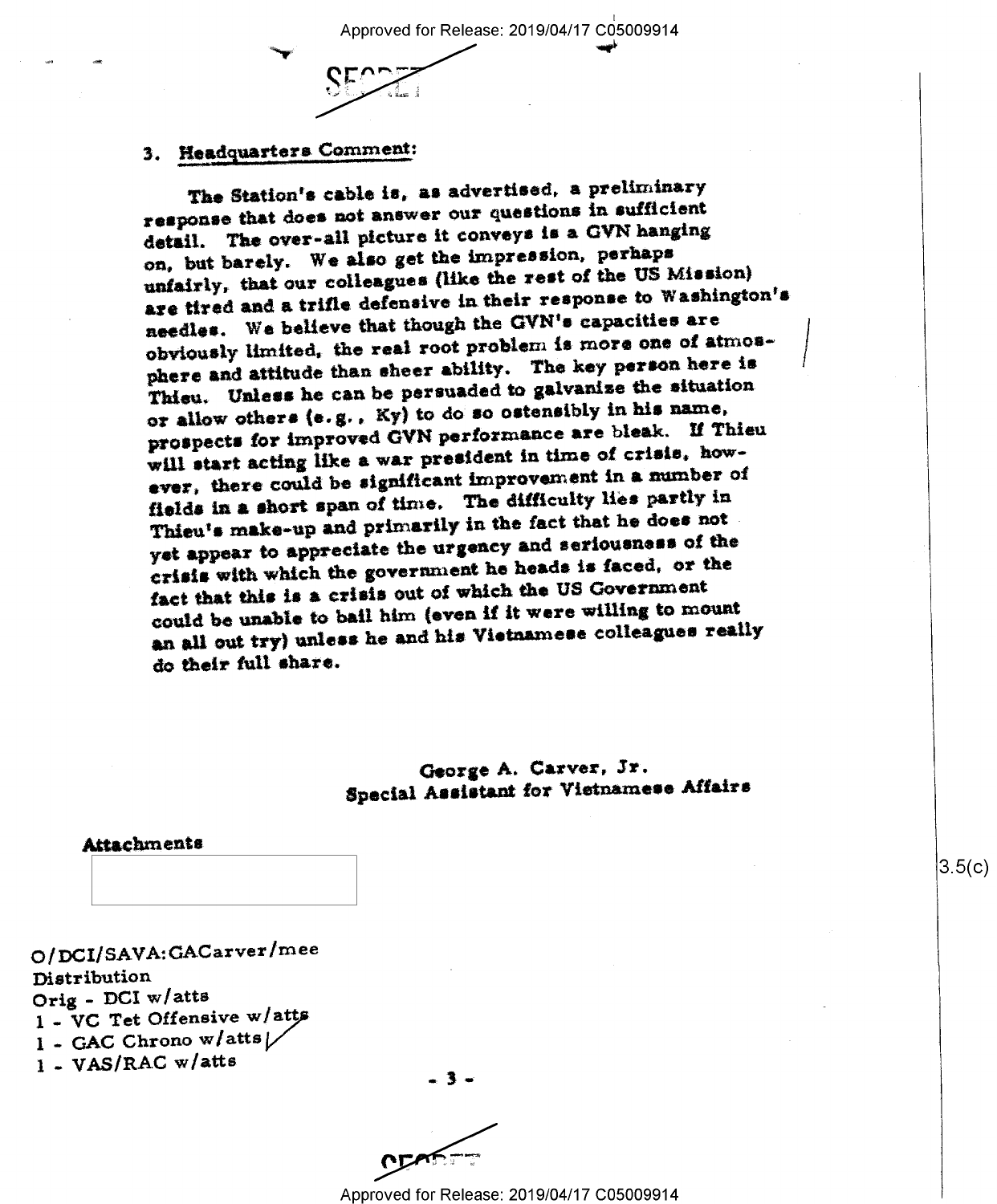SECRET

3. **Headquarters Comment:**

The Station's cable is, as advertised, a preliminary response that does not answer our questions in sufficient detail. The over-all picture it conveys is a GVN hanging on, but barely. We also get the impression, perhaps unfairly, that our colleagues (like the rest of the US Mission) are tired and a trifle defensive in their response to Washington's needles. We believe that though the GVN's capacities are obviously limited, the real root problem is more one of atmosphere and attitude than sheer ability. The key person here is Thieu. Unless he can be persuaded to galvanize the situation or allow others (e.g., Ky) to do so ostensibly in his name, prospects for improved GVN performance are bleak. If Thieu will start acting like a war president in time of crisis, however, there could be significant improvement in a number of fields in a short span of time. The difficulty lies partly in Thieu's make-up and primarily in the fact that he does not yet appear to appreciate the urgency and seriousness of the crisis with which the government he heads is faced, or the fact that this is a crisis out of which the US Government could be unable to bail him (even if it were willing to mount an all out try) unless he and his Vietnamese colleagues really do their full share.

George A. Carver, Jr.
Special Assistant for Vietnamese Affairs

Attachments

3.5(c)

O/DCI/SAVA:GACarver/mee
Distribution
Orig - DCI w/atts
1 - VC Tet Offensive w/atts
1 - GAC Chrono w/atts
1 - VAS/RAC w/atts

SECRET